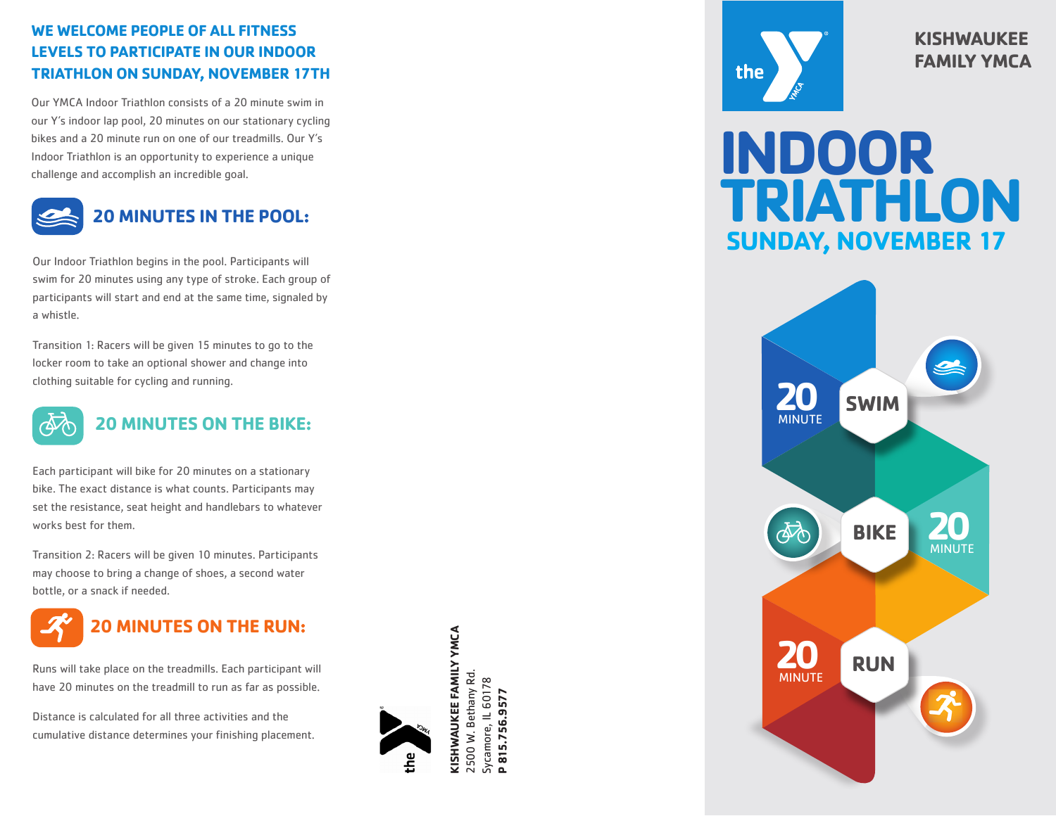## WE WELCOME PEOPLE OF ALL FITNESS LEVELS TO PARTICIPATE IN OUR INDOOR TRIATHLON ON SUNDAY, NOVEMBER 17TH

Our YMCA Indoor Triathlon consists of a 20 minute swim in our Y's indoor lap pool, 20 minutes on our stationary cycling bikes and a 20 minute run on one of our treadmills. Our Y's Indoor Triathlon is an opportunity to experience a unique challenge and accomplish an incredible goal.

### 20 MINUTES IN THE POOL:

Our Indoor Triathlon begins in the pool. Participants will swim for 20 minutes using any type of stroke. Each group of participants will start and end at the same time, signaled by a whistle.

Transition 1: Racers will be given 15 minutes to go to the locker room to take an optional shower and change into clothing suitable for cycling and running.

### 20 MINUTES ON THE BIKE:

Each participant will bike for 20 minutes on a stationary bike. The exact distance is what counts. Participants may set the resistance, seat height and handlebars to whatever works best for them.

Transition 2: Racers will be given 10 minutes. Participants may choose to bring a change of shoes, a second water bottle, or a snack if needed.

### 20 MINUTES ON THE RUN:

Runs will take place on the treadmills. Each participant will have 20 minutes on the treadmill to run as far as possible.

Distance is calculated for all three activities and the cumulative distance determines your finishing placement.

**KISHWAUKEE FAMILY YMCA**
2500 W. Bethany Rd.
Sycamore, IL 60178
**P 815.756.9577**

**KISHWAUKEE FAMILY YMCA**

# INDOOR TRIATHLON

## SUNDAY, NOVEMBER 17

20 MINUTE SWIM

BIKE 20 MINUTE

20 MINUTE RUN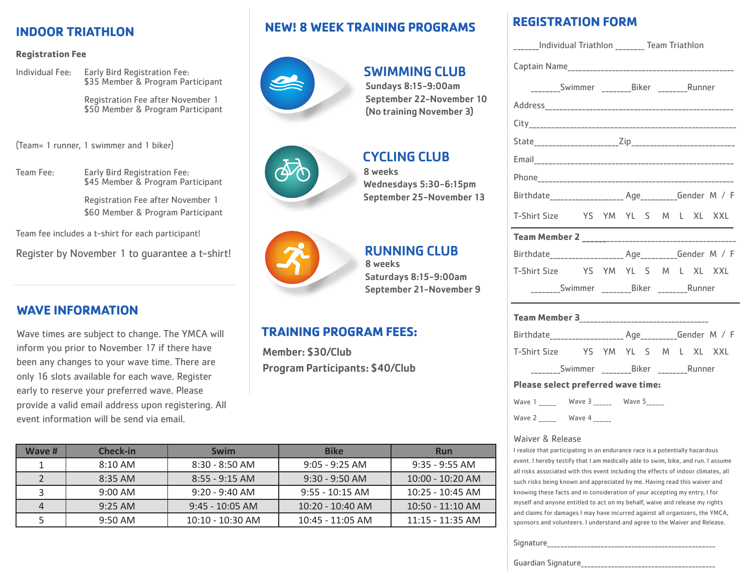## INDOOR TRIATHLON

**Registration Fee**

Individual Fee: Early Bird Registration Fee:
$35 Member & Program Participant

Registration Fee after November 1
$50 Member & Program Participant

(Team= 1 runner, 1 swimmer and 1 biker)

Team Fee: Early Bird Registration Fee:
$45 Member & Program Participant

Registration Fee after November 1
$60 Member & Program Participant

Team fee includes a t-shirt for each participant!

Register by November 1 to guarantee a t-shirt!

## WAVE INFORMATION

Wave times are subject to change. The YMCA will inform you prior to November 17 if there have been any changes to your wave time. There are only 16 slots available for each wave. Register early to reserve your preferred wave. Please provide a valid email address upon registering. All event information will be send via email.

| Wave # | Check-in | Swim | Bike | Run |
|---|---|---|---|---|
| 1 | 8:10 AM | 8:30 - 8:50 AM | 9:05 - 9:25 AM | 9:35 - 9:55 AM |
| 2 | 8:35 AM | 8:55 - 9:15 AM | 9:30 - 9:50 AM | 10:00 - 10:20 AM |
| 3 | 9:00 AM | 9:20 - 9:40 AM | 9:55 - 10:15 AM | 10:25 - 10:45 AM |
| 4 | 9:25 AM | 9:45 - 10:05 AM | 10:20 - 10:40 AM | 10:50 - 11:10 AM |
| 5 | 9:50 AM | 10:10 - 10:30 AM | 10:45 - 11:05 AM | 11:15 - 11:35 AM |

## NEW! 8 WEEK TRAINING PROGRAMS

### SWIMMING CLUB

**Sundays 8:15-9:00am**
**September 22-November 10**
**(No training November 3)**

### CYCLING CLUB

**8 weeks**
**Wednesdays 5:30-6:15pm**
**September 25-November 13**

### RUNNING CLUB

**8 weeks**
**Saturdays 8:15-9:00am**
**September 21-November 9**

## TRAINING PROGRAM FEES:

**Member: $30/Club**

**Program Participants: $40/Club**

## REGISTRATION FORM

______Individual Triathlon _______ Team Triathlon

Captain Name_________________________________________

_______Swimmer _______Biker _______Runner

Address_______________________________________________

City__________________________________________________

State___________________Zip_________________________

Email_________________________________________________

Phone_________________________________________________

Birthdate_________________ Age________Gender M / F

T-Shirt Size YS YM YL S M L XL XXL

**Team Member 2** ___________________________________

Birthdate_________________ Age________Gender M / F

T-Shirt Size YS YM YL S M L XL XXL

_______Swimmer _______Biker _______Runner

**Team Member 3**________________________________

Birthdate_________________ Age________Gender M / F

T-Shirt Size YS YM YL S M L XL XXL

_______Swimmer _______Biker _______Runner

**Please select preferred wave time:**

Wave 1 ______ Wave 3 ______ Wave 5______

Wave 2 ______ Wave 4 ______

Waiver & Release

I realize that participating in an endurance race is a potentially hazardous event. I hereby testify that I am medically able to swim, bike, and run. I assume all risks associated with this event including the effects of indoor climates, all such risks being known and appreciated by me. Having read this waiver and knowing these facts and in consideration of your accepting my entry, I for myself and anyone entitled to act on my behalf, waive and release my rights and claims for damages I may have incurred against all organizers, the YMCA, sponsors and volunteers. I understand and agree to the Waiver and Release.

Signature_____________________________________________

Guardian Signature____________________________________